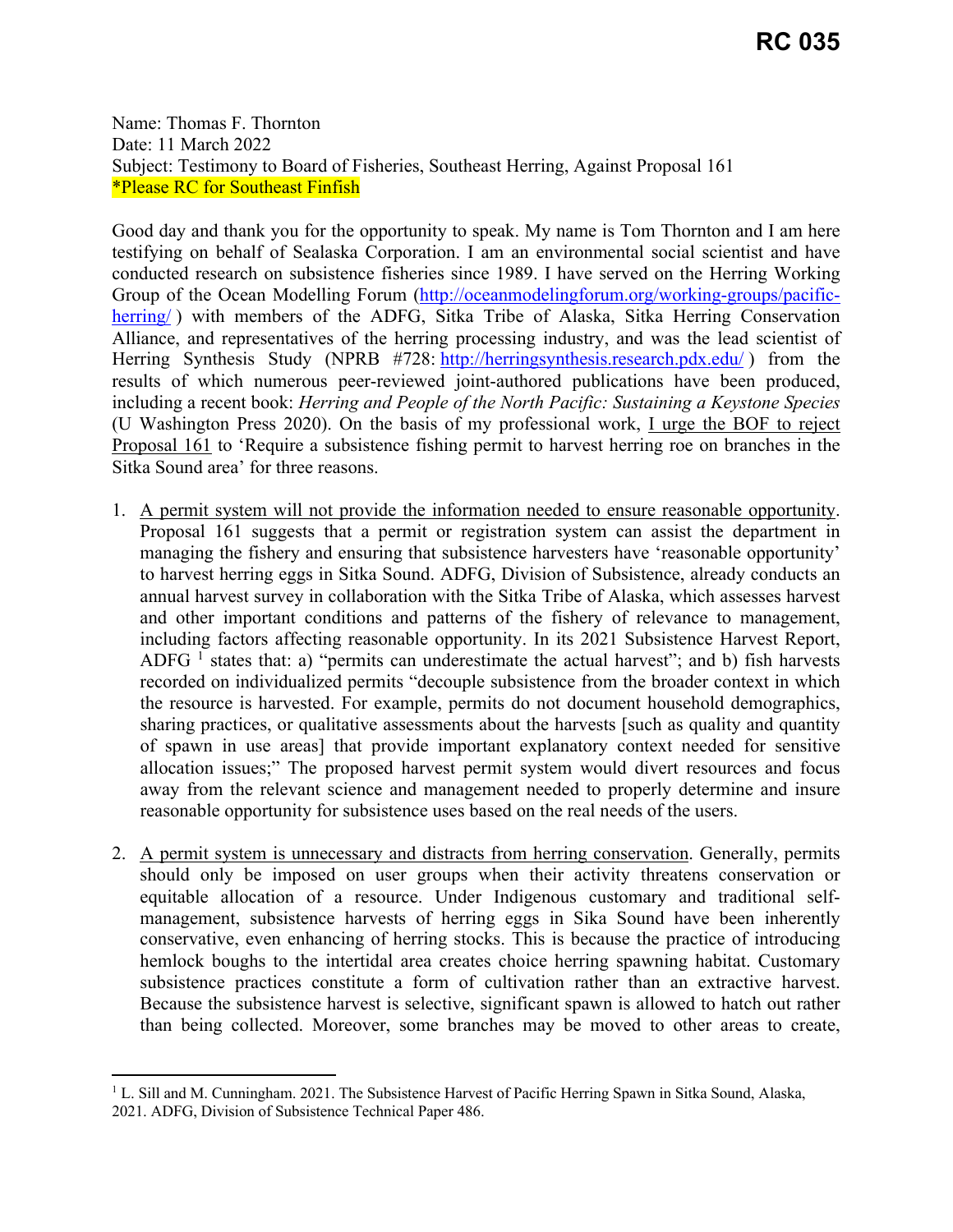# RC 035

Name: Thomas F. Thornton
Date: 11 March 2022
Subject: Testimony to Board of Fisheries, Southeast Herring, Against Proposal 161
*Please RC for Southeast Finfish

Good day and thank you for the opportunity to speak. My name is Tom Thornton and I am here testifying on behalf of Sealaska Corporation. I am an environmental social scientist and have conducted research on subsistence fisheries since 1989. I have served on the Herring Working Group of the Ocean Modelling Forum (http://oceanmodelingforum.org/working-groups/pacific-herring/ ) with members of the ADFG, Sitka Tribe of Alaska, Sitka Herring Conservation Alliance, and representatives of the herring processing industry, and was the lead scientist of Herring Synthesis Study (NPRB #728: http://herringsynthesis.research.pdx.edu/ ) from the results of which numerous peer-reviewed joint-authored publications have been produced, including a recent book: *Herring and People of the North Pacific: Sustaining a Keystone Species* (U Washington Press 2020). On the basis of my professional work, I urge the BOF to reject Proposal 161 to 'Require a subsistence fishing permit to harvest herring roe on branches in the Sitka Sound area' for three reasons.

1. A permit system will not provide the information needed to ensure reasonable opportunity. Proposal 161 suggests that a permit or registration system can assist the department in managing the fishery and ensuring that subsistence harvesters have 'reasonable opportunity' to harvest herring eggs in Sitka Sound. ADFG, Division of Subsistence, already conducts an annual harvest survey in collaboration with the Sitka Tribe of Alaska, which assesses harvest and other important conditions and patterns of the fishery of relevance to management, including factors affecting reasonable opportunity. In its 2021 Subsistence Harvest Report, ADFG [1] states that: a) "permits can underestimate the actual harvest"; and b) fish harvests recorded on individualized permits "decouple subsistence from the broader context in which the resource is harvested. For example, permits do not document household demographics, sharing practices, or qualitative assessments about the harvests [such as quality and quantity of spawn in use areas] that provide important explanatory context needed for sensitive allocation issues;" The proposed harvest permit system would divert resources and focus away from the relevant science and management needed to properly determine and insure reasonable opportunity for subsistence uses based on the real needs of the users.

2. A permit system is unnecessary and distracts from herring conservation. Generally, permits should only be imposed on user groups when their activity threatens conservation or equitable allocation of a resource. Under Indigenous customary and traditional self-management, subsistence harvests of herring eggs in Sika Sound have been inherently conservative, even enhancing of herring stocks. This is because the practice of introducing hemlock boughs to the intertidal area creates choice herring spawning habitat. Customary subsistence practices constitute a form of cultivation rather than an extractive harvest. Because the subsistence harvest is selective, significant spawn is allowed to hatch out rather than being collected. Moreover, some branches may be moved to other areas to create,

[1] L. Sill and M. Cunningham. 2021. The Subsistence Harvest of Pacific Herring Spawn in Sitka Sound, Alaska, 2021. ADFG, Division of Subsistence Technical Paper 486.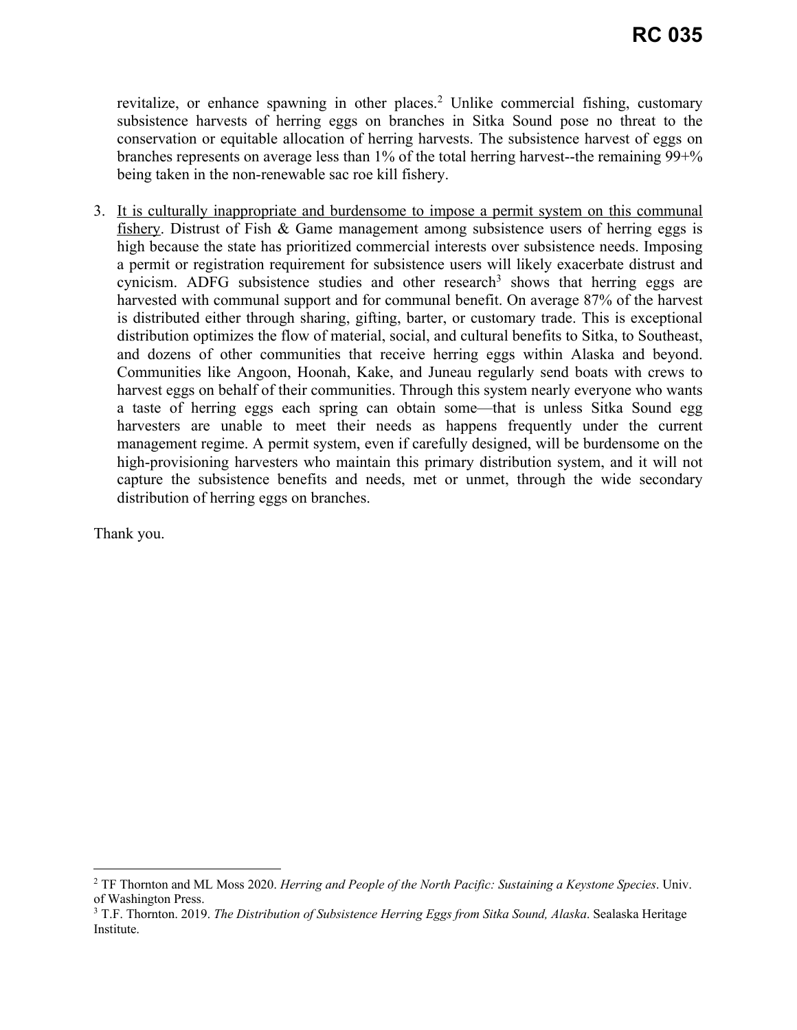revitalize, or enhance spawning in other places.[2] Unlike commercial fishing, customary subsistence harvests of herring eggs on branches in Sitka Sound pose no threat to the conservation or equitable allocation of herring harvests. The subsistence harvest of eggs on branches represents on average less than 1% of the total herring harvest--the remaining 99+% being taken in the non-renewable sac roe kill fishery.

3. <u>It is culturally inappropriate and burdensome to impose a permit system on this communal fishery</u>. Distrust of Fish & Game management among subsistence users of herring eggs is high because the state has prioritized commercial interests over subsistence needs. Imposing a permit or registration requirement for subsistence users will likely exacerbate distrust and cynicism. ADFG subsistence studies and other research[3] shows that herring eggs are harvested with communal support and for communal benefit. On average 87% of the harvest is distributed either through sharing, gifting, barter, or customary trade. This is exceptional distribution optimizes the flow of material, social, and cultural benefits to Sitka, to Southeast, and dozens of other communities that receive herring eggs within Alaska and beyond. Communities like Angoon, Hoonah, Kake, and Juneau regularly send boats with crews to harvest eggs on behalf of their communities. Through this system nearly everyone who wants a taste of herring eggs each spring can obtain some—that is unless Sitka Sound egg harvesters are unable to meet their needs as happens frequently under the current management regime. A permit system, even if carefully designed, will be burdensome on the high-provisioning harvesters who maintain this primary distribution system, and it will not capture the subsistence benefits and needs, met or unmet, through the wide secondary distribution of herring eggs on branches.

Thank you.

---

[2] TF Thornton and ML Moss 2020. *Herring and People of the North Pacific: Sustaining a Keystone Species*. Univ. of Washington Press.

[3] T.F. Thornton. 2019. *The Distribution of Subsistence Herring Eggs from Sitka Sound, Alaska*. Sealaska Heritage Institute.